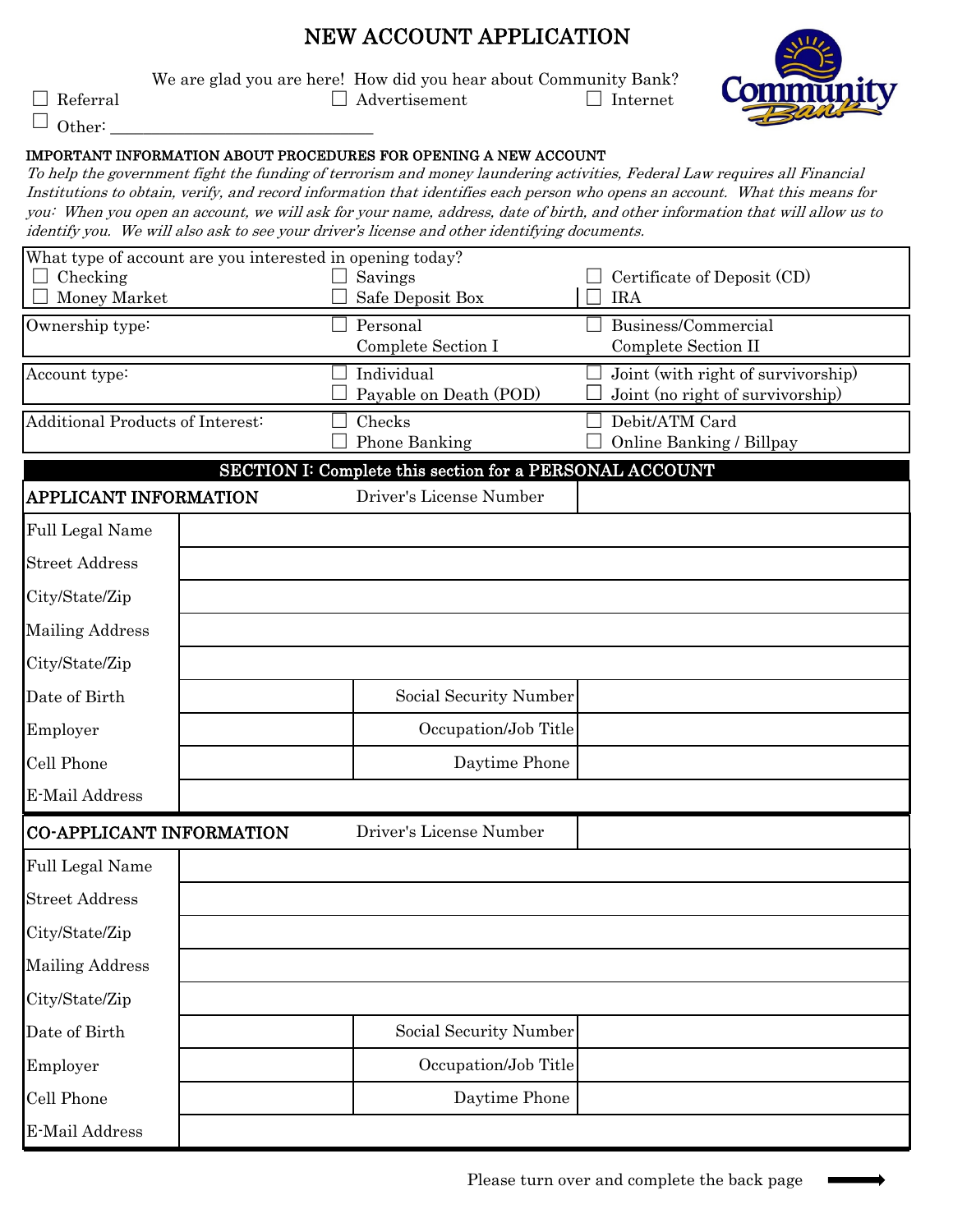# NEW ACCOUNT APPLICATION

We are glad you are here! How did you hear about Community Bank?

☐ Referral ☐ Advertisement ☐ Internet

☐ Other: ______________________________

**IMPORTANT INFORMATION ABOUT PROCEDURES FOR OPENING A NEW ACCOUNT**

*To help the government fight the funding of terrorism and money laundering activities, Federal Law requires all Financial Institutions to obtain, verify, and record information that identifies each person who opens an account. What this means for you: When you open an account, we will ask for your name, address, date of birth, and other information that will allow us to identify you. We will also ask to see your driver's license and other identifying documents.*

| What type of account are you interested in opening today? | | |
|---|---|---|
| ☐ Checking | ☐ Savings | ☐ Certificate of Deposit (CD) |
| ☐ Money Market | ☐ Safe Deposit Box | ☐ IRA |

| Ownership type: | ☐ Personal<br>Complete Section I | ☐ Business/Commercial<br>Complete Section II |
|---|---|---|

| Account type: | ☐ Individual<br>☐ Payable on Death (POD) | ☐ Joint (with right of survivorship)<br>☐ Joint (no right of survivorship) |
|---|---|---|

| Additional Products of Interest: | ☐ Checks<br>☐ Phone Banking | ☐ Debit/ATM Card<br>☐ Online Banking / Billpay |
|---|---|---|

## SECTION I: Complete this section for a PERSONAL ACCOUNT

| APPLICANT INFORMATION | | Driver's License Number | |
|---|---|---|---|
| Full Legal Name | | | |
| Street Address | | | |
| City/State/Zip | | | |
| Mailing Address | | | |
| City/State/Zip | | | |
| Date of Birth | | Social Security Number | |
| Employer | | Occupation/Job Title | |
| Cell Phone | | Daytime Phone | |
| E-Mail Address | | | |

| CO-APPLICANT INFORMATION | | Driver's License Number | |
|---|---|---|---|
| Full Legal Name | | | |
| Street Address | | | |
| City/State/Zip | | | |
| Mailing Address | | | |
| City/State/Zip | | | |
| Date of Birth | | Social Security Number | |
| Employer | | Occupation/Job Title | |
| Cell Phone | | Daytime Phone | |
| E-Mail Address | | | |

Please turn over and complete the back page →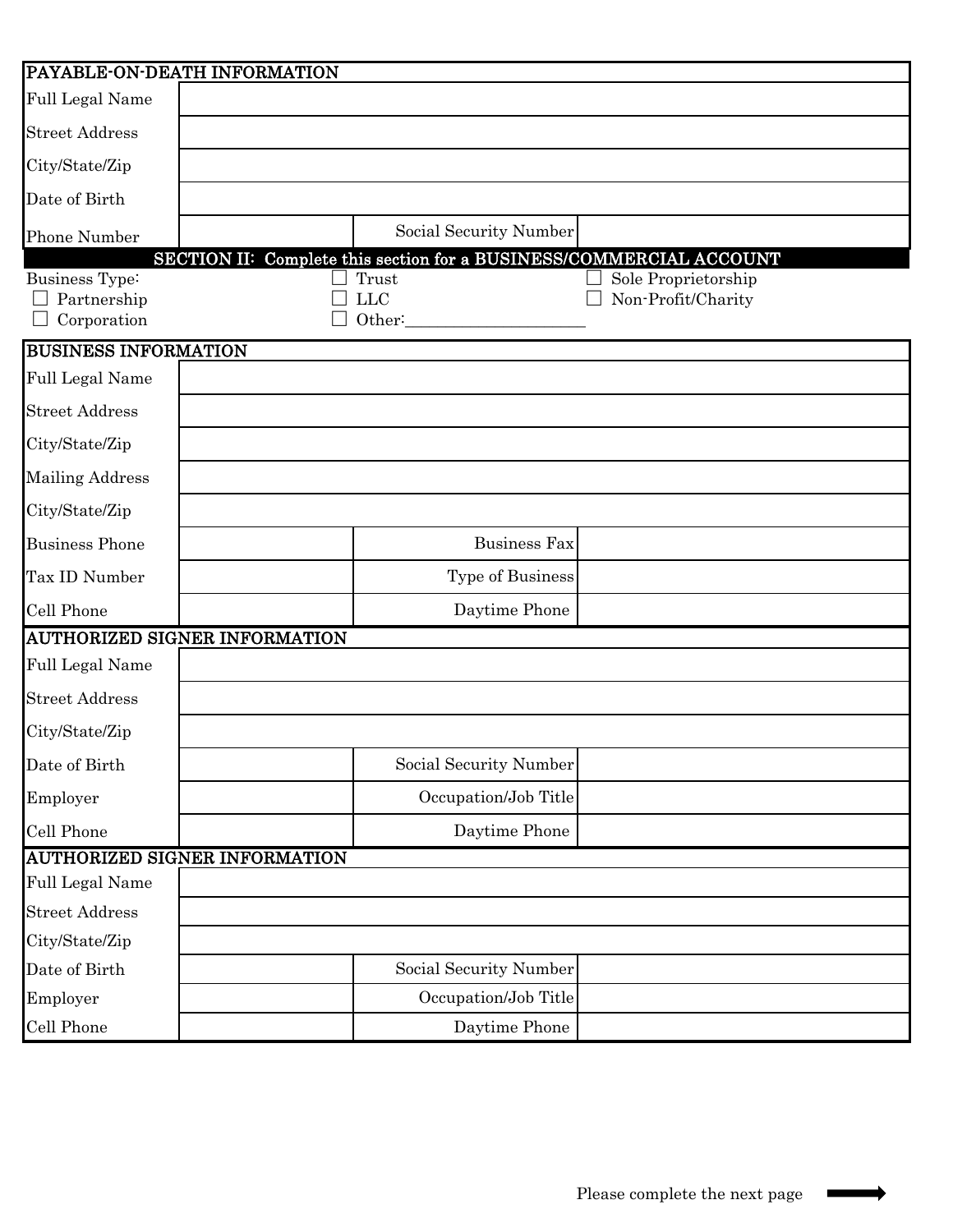| PAYABLE-ON-DEATH INFORMATION | | | |
|---|---|---|---|
| Full Legal Name | | | |
| Street Address | | | |
| City/State/Zip | | | |
| Date of Birth | | | |
| Phone Number | | Social Security Number | |

## SECTION II: Complete this section for a BUSINESS/COMMERCIAL ACCOUNT

Business Type:

- ☐ Partnership
- ☐ Corporation
- ☐ Trust
- ☐ LLC
- ☐ Other:______________________
- ☐ Sole Proprietorship
- ☐ Non-Profit/Charity

| BUSINESS INFORMATION | | | |
|---|---|---|---|
| Full Legal Name | | | |
| Street Address | | | |
| City/State/Zip | | | |
| Mailing Address | | | |
| City/State/Zip | | | |
| Business Phone | | Business Fax | |
| Tax ID Number | | Type of Business | |
| Cell Phone | | Daytime Phone | |

| AUTHORIZED SIGNER INFORMATION | | | |
|---|---|---|---|
| Full Legal Name | | | |
| Street Address | | | |
| City/State/Zip | | | |
| Date of Birth | | Social Security Number | |
| Employer | | Occupation/Job Title | |
| Cell Phone | | Daytime Phone | |

| AUTHORIZED SIGNER INFORMATION | | | |
|---|---|---|---|
| Full Legal Name | | | |
| Street Address | | | |
| City/State/Zip | | | |
| Date of Birth | | Social Security Number | |
| Employer | | Occupation/Job Title | |
| Cell Phone | | Daytime Phone | |

Please complete the next page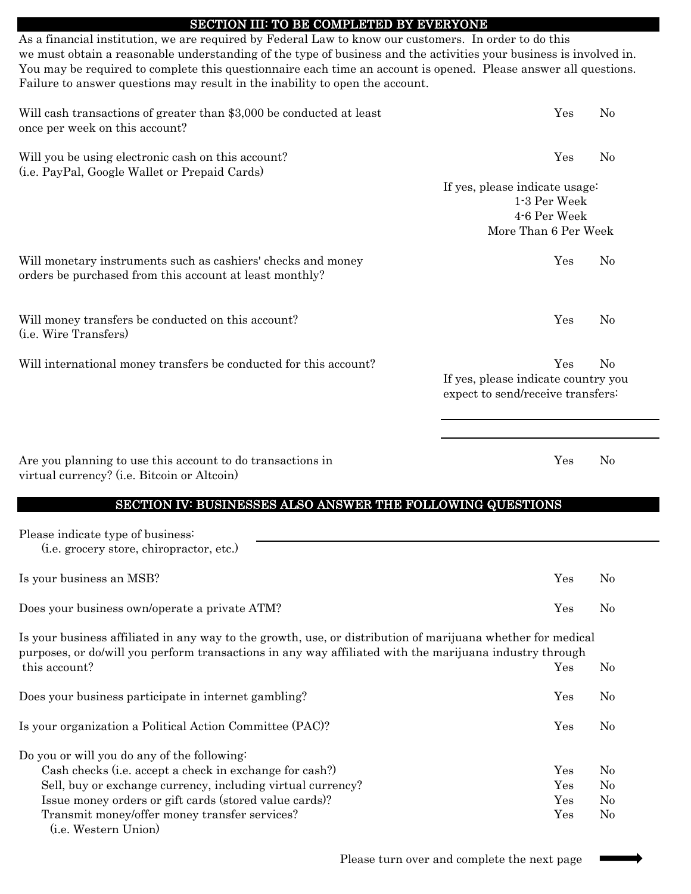## SECTION III: TO BE COMPLETED BY EVERYONE

As a financial institution, we are required by Federal Law to know our customers. In order to do this we must obtain a reasonable understanding of the type of business and the activities your business is involved in. You may be required to complete this questionnaire each time an account is opened. Please answer all questions. Failure to answer questions may result in the inability to open the account.

Will cash transactions of greater than $3,000 be conducted at least once per week on this account? Yes No

Will you be using electronic cash on this account? (i.e. PayPal, Google Wallet or Prepaid Cards) Yes No

If yes, please indicate usage:
- 1-3 Per Week
- 4-6 Per Week
- More Than 6 Per Week

Will monetary instruments such as cashiers' checks and money orders be purchased from this account at least monthly? Yes No

Will money transfers be conducted on this account? (i.e. Wire Transfers) Yes No

Will international money transfers be conducted for this account? Yes No

If yes, please indicate country you expect to send/receive transfers:

\_\_\_\_\_\_\_\_\_\_\_\_\_\_\_\_\_\_\_\_\_\_\_\_

\_\_\_\_\_\_\_\_\_\_\_\_\_\_\_\_\_\_\_\_\_\_\_\_

Are you planning to use this account to do transactions in virtual currency? (i.e. Bitcoin or Altcoin) Yes No

## SECTION IV: BUSINESSES ALSO ANSWER THE FOLLOWING QUESTIONS

Please indicate type of business: \_\_\_\_\_\_\_\_\_\_\_\_\_\_\_\_\_\_\_\_\_\_\_\_
(i.e. grocery store, chiropractor, etc.)

Is your business an MSB? Yes No

Does your business own/operate a private ATM? Yes No

Is your business affiliated in any way to the growth, use, or distribution of marijuana whether for medical purposes, or do/will you perform transactions in any way affiliated with the marijuana industry through this account? Yes No

Does your business participate in internet gambling? Yes No

Is your organization a Political Action Committee (PAC)? Yes No

Do you or will you do any of the following:
- Cash checks (i.e. accept a check in exchange for cash?) Yes No
- Sell, buy or exchange currency, including virtual currency? Yes No
- Issue money orders or gift cards (stored value cards)? Yes No
- Transmit money/offer money transfer services? (i.e. Western Union) Yes No

Please turn over and complete the next page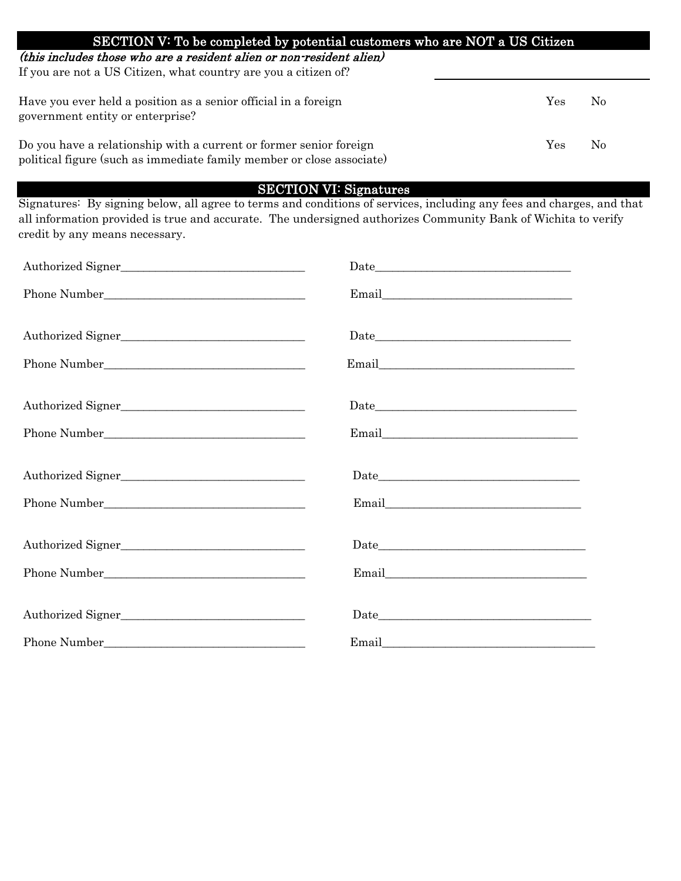## SECTION V: To be completed by potential customers who are NOT a US Citizen

*(this includes those who are a resident alien or non-resident alien)*

If you are not a US Citizen, what country are you a citizen of? ______________________

Have you ever held a position as a senior official in a foreign government entity or enterprise? Yes No

Do you have a relationship with a current or former senior foreign political figure (such as immediate family member or close associate) Yes No

## SECTION VI: Signatures

Signatures: By signing below, all agree to terms and conditions of services, including any fees and charges, and that all information provided is true and accurate. The undersigned authorizes Community Bank of Wichita to verify credit by any means necessary.

Authorized Signer______________________________ Date________________________________

Phone Number_________________________________ Email_______________________________

Authorized Signer______________________________ Date________________________________

Phone Number_________________________________ Email_______________________________

Authorized Signer______________________________ Date________________________________

Phone Number_________________________________ Email_______________________________

Authorized Signer______________________________ Date________________________________

Phone Number_________________________________ Email_______________________________

Authorized Signer______________________________ Date________________________________

Phone Number_________________________________ Email_______________________________

Authorized Signer______________________________ Date________________________________

Phone Number_________________________________ Email_______________________________